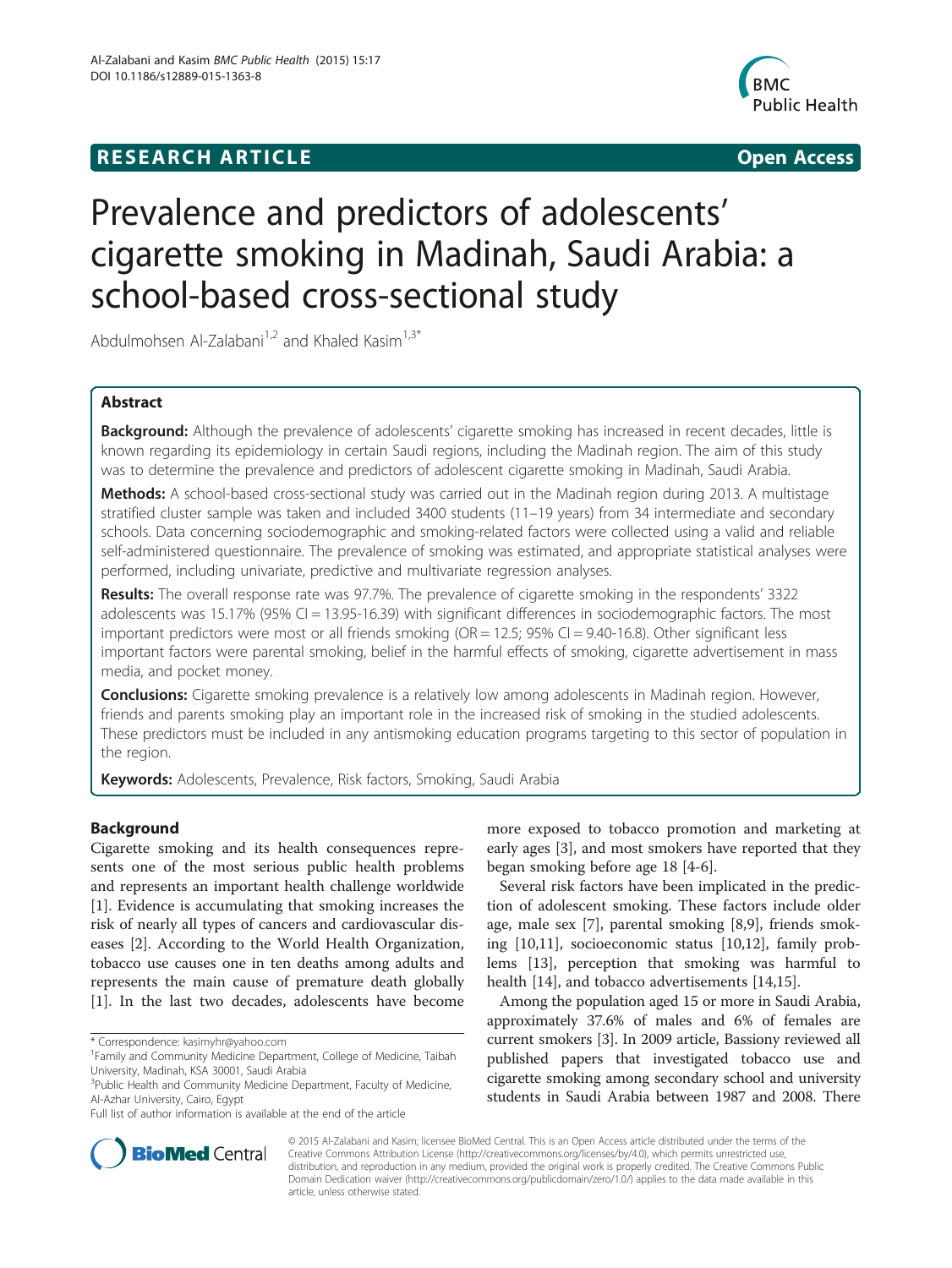**RESEARCH ARTICLE** **Open Access**

# Prevalence and predictors of adolescents' cigarette smoking in Madinah, Saudi Arabia: a school-based cross-sectional study

Abdulmohsen Al-Zalabani[1,2] and Khaled Kasim[1,3*]

## Abstract

**Background:** Although the prevalence of adolescents' cigarette smoking has increased in recent decades, little is known regarding its epidemiology in certain Saudi regions, including the Madinah region. The aim of this study was to determine the prevalence and predictors of adolescent cigarette smoking in Madinah, Saudi Arabia.

**Methods:** A school-based cross-sectional study was carried out in the Madinah region during 2013. A multistage stratified cluster sample was taken and included 3400 students (11–19 years) from 34 intermediate and secondary schools. Data concerning sociodemographic and smoking-related factors were collected using a valid and reliable self-administered questionnaire. The prevalence of smoking was estimated, and appropriate statistical analyses were performed, including univariate, predictive and multivariate regression analyses.

**Results:** The overall response rate was 97.7%. The prevalence of cigarette smoking in the respondents' 3322 adolescents was 15.17% (95% CI = 13.95-16.39) with significant differences in sociodemographic factors. The most important predictors were most or all friends smoking (OR = 12.5; 95% CI = 9.40-16.8). Other significant less important factors were parental smoking, belief in the harmful effects of smoking, cigarette advertisement in mass media, and pocket money.

**Conclusions:** Cigarette smoking prevalence is a relatively low among adolescents in Madinah region. However, friends and parents smoking play an important role in the increased risk of smoking in the studied adolescents. These predictors must be included in any antismoking education programs targeting to this sector of population in the region.

**Keywords:** Adolescents, Prevalence, Risk factors, Smoking, Saudi Arabia

## Background

Cigarette smoking and its health consequences represents one of the most serious public health problems and represents an important health challenge worldwide [1]. Evidence is accumulating that smoking increases the risk of nearly all types of cancers and cardiovascular diseases [2]. According to the World Health Organization, tobacco use causes one in ten deaths among adults and represents the main cause of premature death globally [1]. In the last two decades, adolescents have become more exposed to tobacco promotion and marketing at early ages [3], and most smokers have reported that they began smoking before age 18 [4-6].

Several risk factors have been implicated in the prediction of adolescent smoking. These factors include older age, male sex [7], parental smoking [8,9], friends smoking [10,11], socioeconomic status [10,12], family problems [13], perception that smoking was harmful to health [14], and tobacco advertisements [14,15].

Among the population aged 15 or more in Saudi Arabia, approximately 37.6% of males and 6% of females are current smokers [3]. In 2009 article, Bassiony reviewed all published papers that investigated tobacco use and cigarette smoking among secondary school and university students in Saudi Arabia between 1987 and 2008. There

\* Correspondence: kasimyhr@yahoo.com
[1]Family and Community Medicine Department, College of Medicine, Taibah University, Madinah, KSA 30001, Saudi Arabia
[3]Public Health and Community Medicine Department, Faculty of Medicine, Al-Azhar University, Cairo, Egypt
Full list of author information is available at the end of the article

© 2015 Al-Zalabani and Kasim; licensee BioMed Central. This is an Open Access article distributed under the terms of the Creative Commons Attribution License (http://creativecommons.org/licenses/by/4.0), which permits unrestricted use, distribution, and reproduction in any medium, provided the original work is properly credited. The Creative Commons Public Domain Dedication waiver (http://creativecommons.org/publicdomain/zero/1.0/) applies to the data made available in this article, unless otherwise stated.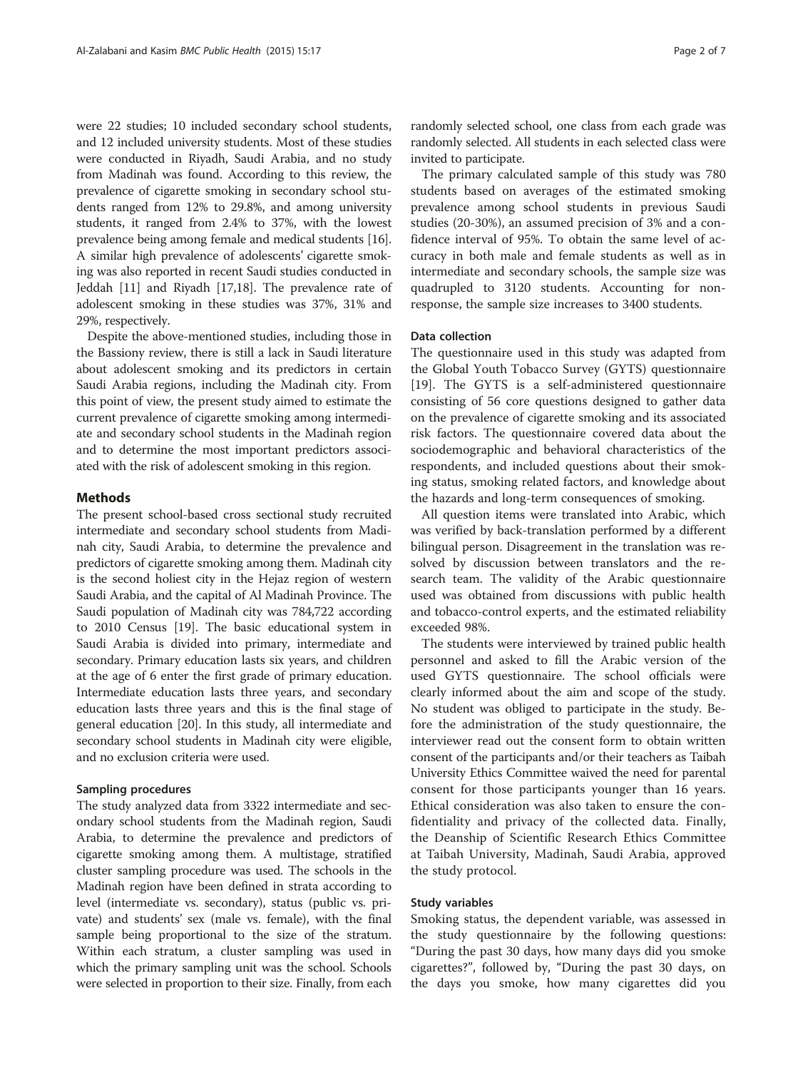were 22 studies; 10 included secondary school students, and 12 included university students. Most of these studies were conducted in Riyadh, Saudi Arabia, and no study from Madinah was found. According to this review, the prevalence of cigarette smoking in secondary school students ranged from 12% to 29.8%, and among university students, it ranged from 2.4% to 37%, with the lowest prevalence being among female and medical students [16]. A similar high prevalence of adolescents' cigarette smoking was also reported in recent Saudi studies conducted in Jeddah [11] and Riyadh [17,18]. The prevalence rate of adolescent smoking in these studies was 37%, 31% and 29%, respectively.

Despite the above-mentioned studies, including those in the Bassiony review, there is still a lack in Saudi literature about adolescent smoking and its predictors in certain Saudi Arabia regions, including the Madinah city. From this point of view, the present study aimed to estimate the current prevalence of cigarette smoking among intermediate and secondary school students in the Madinah region and to determine the most important predictors associated with the risk of adolescent smoking in this region.

## Methods

The present school-based cross sectional study recruited intermediate and secondary school students from Madinah city, Saudi Arabia, to determine the prevalence and predictors of cigarette smoking among them. Madinah city is the second holiest city in the Hejaz region of western Saudi Arabia, and the capital of Al Madinah Province. The Saudi population of Madinah city was 784,722 according to 2010 Census [19]. The basic educational system in Saudi Arabia is divided into primary, intermediate and secondary. Primary education lasts six years, and children at the age of 6 enter the first grade of primary education. Intermediate education lasts three years, and secondary education lasts three years and this is the final stage of general education [20]. In this study, all intermediate and secondary school students in Madinah city were eligible, and no exclusion criteria were used.

### Sampling procedures

The study analyzed data from 3322 intermediate and secondary school students from the Madinah region, Saudi Arabia, to determine the prevalence and predictors of cigarette smoking among them. A multistage, stratified cluster sampling procedure was used. The schools in the Madinah region have been defined in strata according to level (intermediate vs. secondary), status (public vs. private) and students' sex (male vs. female), with the final sample being proportional to the size of the stratum. Within each stratum, a cluster sampling was used in which the primary sampling unit was the school. Schools were selected in proportion to their size. Finally, from each randomly selected school, one class from each grade was randomly selected. All students in each selected class were invited to participate.

The primary calculated sample of this study was 780 students based on averages of the estimated smoking prevalence among school students in previous Saudi studies (20-30%), an assumed precision of 3% and a confidence interval of 95%. To obtain the same level of accuracy in both male and female students as well as in intermediate and secondary schools, the sample size was quadrupled to 3120 students. Accounting for nonresponse, the sample size increases to 3400 students.

### Data collection

The questionnaire used in this study was adapted from the Global Youth Tobacco Survey (GYTS) questionnaire [19]. The GYTS is a self-administered questionnaire consisting of 56 core questions designed to gather data on the prevalence of cigarette smoking and its associated risk factors. The questionnaire covered data about the sociodemographic and behavioral characteristics of the respondents, and included questions about their smoking status, smoking related factors, and knowledge about the hazards and long-term consequences of smoking.

All question items were translated into Arabic, which was verified by back-translation performed by a different bilingual person. Disagreement in the translation was resolved by discussion between translators and the research team. The validity of the Arabic questionnaire used was obtained from discussions with public health and tobacco-control experts, and the estimated reliability exceeded 98%.

The students were interviewed by trained public health personnel and asked to fill the Arabic version of the used GYTS questionnaire. The school officials were clearly informed about the aim and scope of the study. No student was obliged to participate in the study. Before the administration of the study questionnaire, the interviewer read out the consent form to obtain written consent of the participants and/or their teachers as Taibah University Ethics Committee waived the need for parental consent for those participants younger than 16 years. Ethical consideration was also taken to ensure the confidentiality and privacy of the collected data. Finally, the Deanship of Scientific Research Ethics Committee at Taibah University, Madinah, Saudi Arabia, approved the study protocol.

### Study variables

Smoking status, the dependent variable, was assessed in the study questionnaire by the following questions: "During the past 30 days, how many days did you smoke cigarettes?", followed by, "During the past 30 days, on the days you smoke, how many cigarettes did you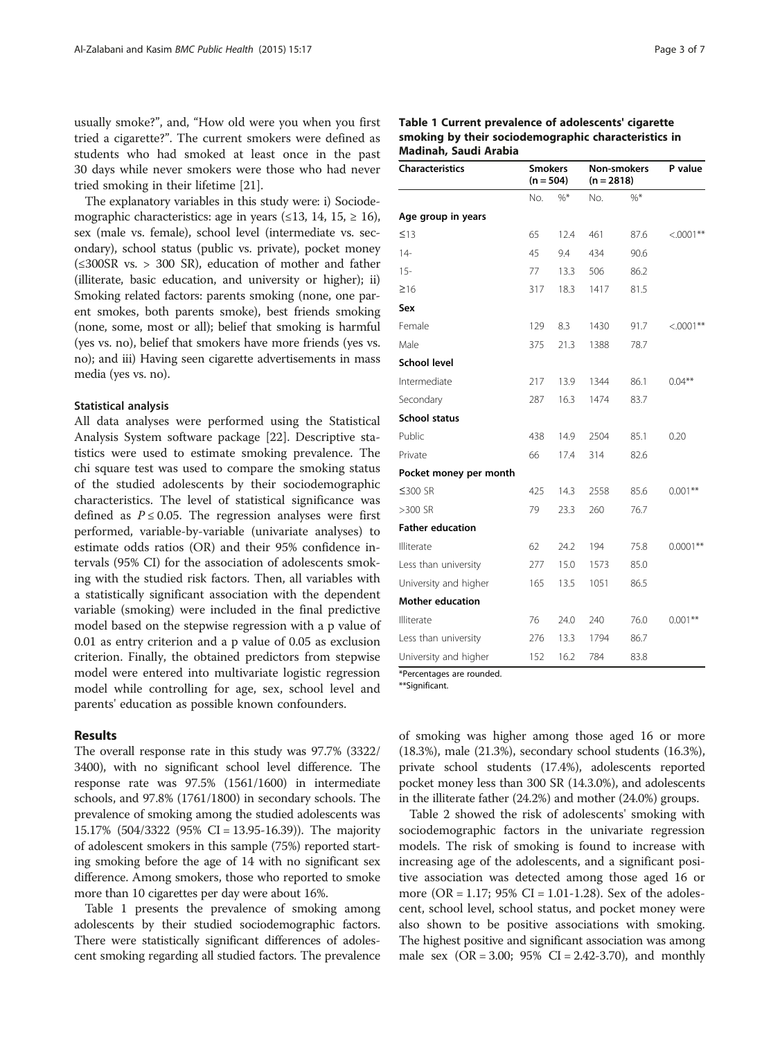usually smoke?", and, "How old were you when you first tried a cigarette?". The current smokers were defined as students who had smoked at least once in the past 30 days while never smokers were those who had never tried smoking in their lifetime [21].

The explanatory variables in this study were: i) Sociodemographic characteristics: age in years (≤13, 14, 15, ≥ 16), sex (male vs. female), school level (intermediate vs. secondary), school status (public vs. private), pocket money (≤300SR vs. > 300 SR), education of mother and father (illiterate, basic education, and university or higher); ii) Smoking related factors: parents smoking (none, one parent smokes, both parents smoke), best friends smoking (none, some, most or all); belief that smoking is harmful (yes vs. no), belief that smokers have more friends (yes vs. no); and iii) Having seen cigarette advertisements in mass media (yes vs. no).

#### Statistical analysis

All data analyses were performed using the Statistical Analysis System software package [22]. Descriptive statistics were used to estimate smoking prevalence. The chi square test was used to compare the smoking status of the studied adolescents by their sociodemographic characteristics. The level of statistical significance was defined as $P \leq 0.05$. The regression analyses were first performed, variable-by-variable (univariate analyses) to estimate odds ratios (OR) and their 95% confidence intervals (95% CI) for the association of adolescents smoking with the studied risk factors. Then, all variables with a statistically significant association with the dependent variable (smoking) were included in the final predictive model based on the stepwise regression with a p value of 0.01 as entry criterion and a p value of 0.05 as exclusion criterion. Finally, the obtained predictors from stepwise model were entered into multivariate logistic regression model while controlling for age, sex, school level and parents' education as possible known confounders.

## Results

The overall response rate in this study was 97.7% (3322/3400), with no significant school level difference. The response rate was 97.5% (1561/1600) in intermediate schools, and 97.8% (1761/1800) in secondary schools. The prevalence of smoking among the studied adolescents was 15.17% (504/3322 (95% CI = 13.95-16.39)). The majority of adolescent smokers in this sample (75%) reported starting smoking before the age of 14 with no significant sex difference. Among smokers, those who reported to smoke more than 10 cigarettes per day were about 16%.

Table 1 presents the prevalence of smoking among adolescents by their studied sociodemographic factors. There were statistically significant differences of adolescent smoking regarding all studied factors. The prevalence of smoking was higher among those aged 16 or more (18.3%), male (21.3%), secondary school students (16.3%), private school students (17.4%), adolescents reported pocket money less than 300 SR (14.3.0%), and adolescents in the illiterate father (24.2%) and mother (24.0%) groups.

**Table 1 Current prevalence of adolescents' cigarette smoking by their sociodemographic characteristics in Madinah, Saudi Arabia**

| Characteristics | Smokers (n = 504) | | Non-smokers (n = 2818) | | P value |
|---|---|---|---|---|---|
| | No. | %* | No. | %* | |
| **Age group in years** | | | | | |
| ≤13 | 65 | 12.4 | 461 | 87.6 | <.0001** |
| 14- | 45 | 9.4 | 434 | 90.6 | |
| 15- | 77 | 13.3 | 506 | 86.2 | |
| ≥16 | 317 | 18.3 | 1417 | 81.5 | |
| **Sex** | | | | | |
| Female | 129 | 8.3 | 1430 | 91.7 | <.0001** |
| Male | 375 | 21.3 | 1388 | 78.7 | |
| **School level** | | | | | |
| Intermediate | 217 | 13.9 | 1344 | 86.1 | 0.04** |
| Secondary | 287 | 16.3 | 1474 | 83.7 | |
| **School status** | | | | | |
| Public | 438 | 14.9 | 2504 | 85.1 | 0.20 |
| Private | 66 | 17.4 | 314 | 82.6 | |
| **Pocket money per month** | | | | | |
| ≤300 SR | 425 | 14.3 | 2558 | 85.6 | 0.001** |
| >300 SR | 79 | 23.3 | 260 | 76.7 | |
| **Father education** | | | | | |
| Illiterate | 62 | 24.2 | 194 | 75.8 | 0.0001** |
| Less than university | 277 | 15.0 | 1573 | 85.0 | |
| University and higher | 165 | 13.5 | 1051 | 86.5 | |
| **Mother education** | | | | | |
| Illiterate | 76 | 24.0 | 240 | 76.0 | 0.001** |
| Less than university | 276 | 13.3 | 1794 | 86.7 | |
| University and higher | 152 | 16.2 | 784 | 83.8 | |

*Percentages are rounded.
**Significant.

Table 2 showed the risk of adolescents' smoking with sociodemographic factors in the univariate regression models. The risk of smoking is found to increase with increasing age of the adolescents, and a significant positive association was detected among those aged 16 or more (OR = 1.17; 95% CI = 1.01-1.28). Sex of the adolescent, school level, school status, and pocket money were also shown to be positive associations with smoking. The highest positive and significant association was among male sex (OR = 3.00; 95% CI = 2.42-3.70), and monthly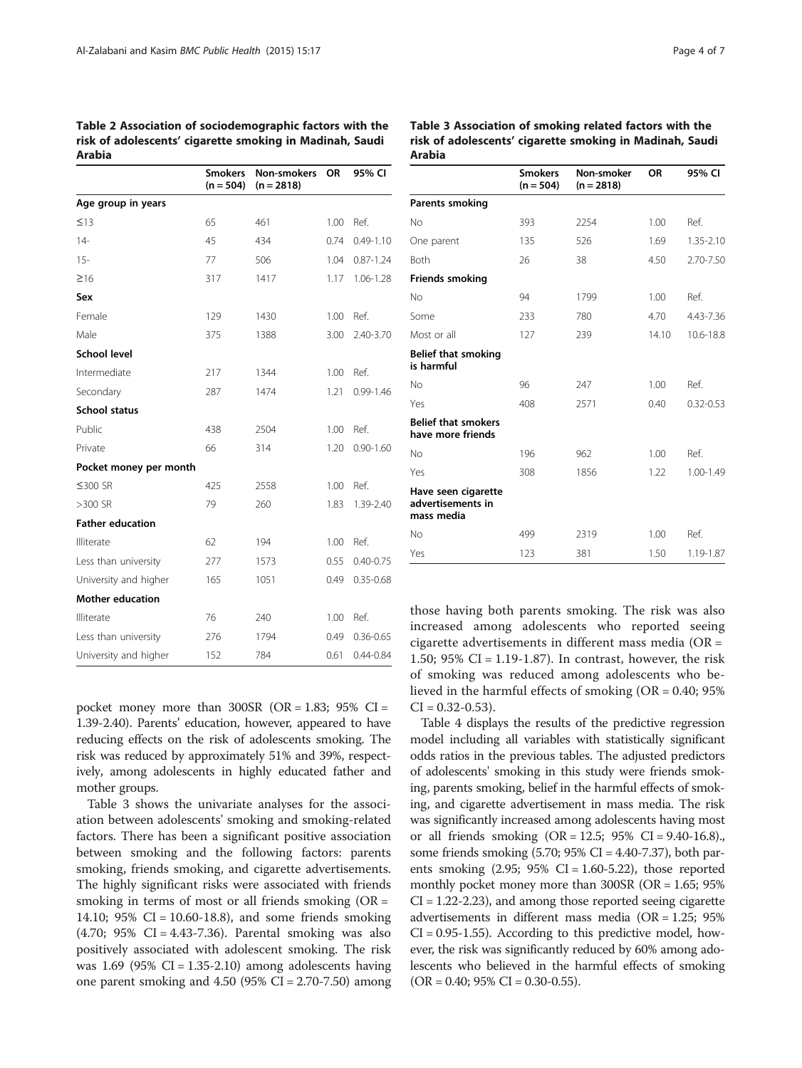**Table 2 Association of sociodemographic factors with the risk of adolescents' cigarette smoking in Madinah, Saudi Arabia**

| | Smokers (n = 504) | Non-smokers (n = 2818) | OR | 95% CI |
|---|---|---|---|---|
| **Age group in years** | | | | |
| ≤13 | 65 | 461 | 1.00 | Ref. |
| 14- | 45 | 434 | 0.74 | 0.49-1.10 |
| 15- | 77 | 506 | 1.04 | 0.87-1.24 |
| ≥16 | 317 | 1417 | 1.17 | 1.06-1.28 |
| **Sex** | | | | |
| Female | 129 | 1430 | 1.00 | Ref. |
| Male | 375 | 1388 | 3.00 | 2.40-3.70 |
| **School level** | | | | |
| Intermediate | 217 | 1344 | 1.00 | Ref. |
| Secondary | 287 | 1474 | 1.21 | 0.99-1.46 |
| **School status** | | | | |
| Public | 438 | 2504 | 1.00 | Ref. |
| Private | 66 | 314 | 1.20 | 0.90-1.60 |
| **Pocket money per month** | | | | |
| ≤300 SR | 425 | 2558 | 1.00 | Ref. |
| >300 SR | 79 | 260 | 1.83 | 1.39-2.40 |
| **Father education** | | | | |
| Illiterate | 62 | 194 | 1.00 | Ref. |
| Less than university | 277 | 1573 | 0.55 | 0.40-0.75 |
| University and higher | 165 | 1051 | 0.49 | 0.35-0.68 |
| **Mother education** | | | | |
| Illiterate | 76 | 240 | 1.00 | Ref. |
| Less than university | 276 | 1794 | 0.49 | 0.36-0.65 |
| University and higher | 152 | 784 | 0.61 | 0.44-0.84 |

pocket money more than 300SR (OR = 1.83; 95% CI = 1.39-2.40). Parents' education, however, appeared to have reducing effects on the risk of adolescents smoking. The risk was reduced by approximately 51% and 39%, respectively, among adolescents in highly educated father and mother groups.

Table 3 shows the univariate analyses for the association between adolescents' smoking and smoking-related factors. There has been a significant positive association between smoking and the following factors: parents smoking, friends smoking, and cigarette advertisements. The highly significant risks were associated with friends smoking in terms of most or all friends smoking (OR = 14.10; 95% CI = 10.60-18.8), and some friends smoking (4.70; 95% CI = 4.43-7.36). Parental smoking was also positively associated with adolescent smoking. The risk was 1.69 (95% CI = 1.35-2.10) among adolescents having one parent smoking and 4.50 (95% CI = 2.70-7.50) among those having both parents smoking. The risk was also increased among adolescents who reported seeing cigarette advertisements in different mass media (OR = 1.50; 95% CI = 1.19-1.87). In contrast, however, the risk of smoking was reduced among adolescents who believed in the harmful effects of smoking (OR = 0.40; 95% CI = 0.32-0.53).

**Table 3 Association of smoking related factors with the risk of adolescents' cigarette smoking in Madinah, Saudi Arabia**

| | Smokers (n = 504) | Non-smoker (n = 2818) | OR | 95% CI |
|---|---|---|---|---|
| **Parents smoking** | | | | |
| No | 393 | 2254 | 1.00 | Ref. |
| One parent | 135 | 526 | 1.69 | 1.35-2.10 |
| Both | 26 | 38 | 4.50 | 2.70-7.50 |
| **Friends smoking** | | | | |
| No | 94 | 1799 | 1.00 | Ref. |
| Some | 233 | 780 | 4.70 | 4.43-7.36 |
| Most or all | 127 | 239 | 14.10 | 10.6-18.8 |
| **Belief that smoking is harmful** | | | | |
| No | 96 | 247 | 1.00 | Ref. |
| Yes | 408 | 2571 | 0.40 | 0.32-0.53 |
| **Belief that smokers have more friends** | | | | |
| No | 196 | 962 | 1.00 | Ref. |
| Yes | 308 | 1856 | 1.22 | 1.00-1.49 |
| **Have seen cigarette advertisements in mass media** | | | | |
| No | 499 | 2319 | 1.00 | Ref. |
| Yes | 123 | 381 | 1.50 | 1.19-1.87 |

Table 4 displays the results of the predictive regression model including all variables with statistically significant odds ratios in the previous tables. The adjusted predictors of adolescents' smoking in this study were friends smoking, parents smoking, belief in the harmful effects of smoking, and cigarette advertisement in mass media. The risk was significantly increased among adolescents having most or all friends smoking (OR = 12.5; 95% CI = 9.40-16.8)., some friends smoking (5.70; 95% CI = 4.40-7.37), both parents smoking (2.95; 95% CI = 1.60-5.22), those reported monthly pocket money more than 300SR (OR = 1.65; 95% CI = 1.22-2.23), and among those reported seeing cigarette advertisements in different mass media (OR = 1.25; 95% CI = 0.95-1.55). According to this predictive model, however, the risk was significantly reduced by 60% among adolescents who believed in the harmful effects of smoking (OR = 0.40; 95% CI = 0.30-0.55).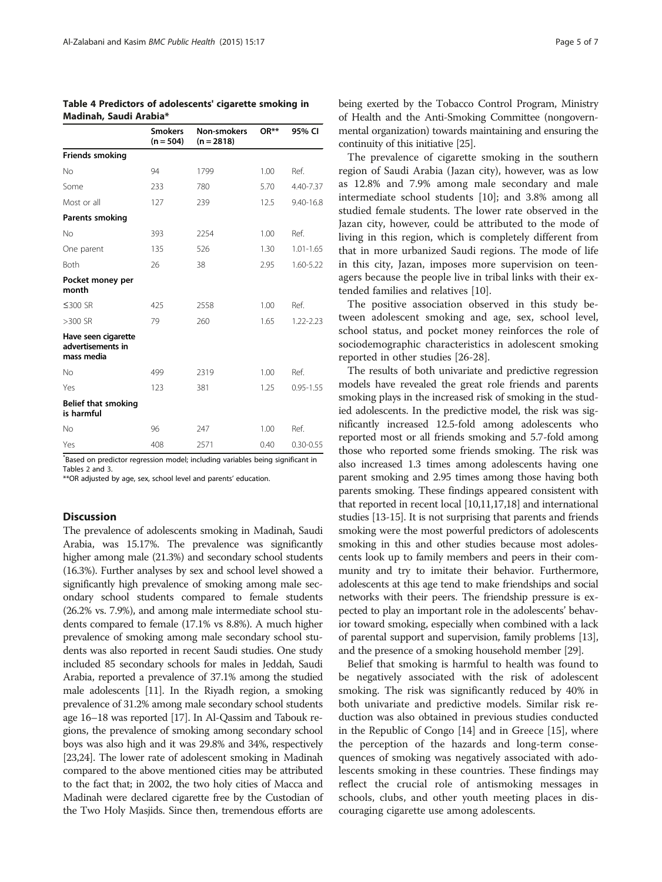**Table 4 Predictors of adolescents' cigarette smoking in Madinah, Saudi Arabia***

| | Smokers (n = 504) | Non-smokers (n = 2818) | OR** | 95% CI |
|---|---|---|---|---|
| **Friends smoking** | | | | |
| No | 94 | 1799 | 1.00 | Ref. |
| Some | 233 | 780 | 5.70 | 4.40-7.37 |
| Most or all | 127 | 239 | 12.5 | 9.40-16.8 |
| **Parents smoking** | | | | |
| No | 393 | 2254 | 1.00 | Ref. |
| One parent | 135 | 526 | 1.30 | 1.01-1.65 |
| Both | 26 | 38 | 2.95 | 1.60-5.22 |
| **Pocket money per month** | | | | |
| ≤300 SR | 425 | 2558 | 1.00 | Ref. |
| >300 SR | 79 | 260 | 1.65 | 1.22-2.23 |
| **Have seen cigarette advertisements in mass media** | | | | |
| No | 499 | 2319 | 1.00 | Ref. |
| Yes | 123 | 381 | 1.25 | 0.95-1.55 |
| **Belief that smoking is harmful** | | | | |
| No | 96 | 247 | 1.00 | Ref. |
| Yes | 408 | 2571 | 0.40 | 0.30-0.55 |

*Based on predictor regression model; including variables being significant in Tables 2 and 3.

**OR adjusted by age, sex, school level and parents' education.

## Discussion

The prevalence of adolescents smoking in Madinah, Saudi Arabia, was 15.17%. The prevalence was significantly higher among male (21.3%) and secondary school students (16.3%). Further analyses by sex and school level showed a significantly high prevalence of smoking among male secondary school students compared to female students (26.2% vs. 7.9%), and among male intermediate school students compared to female (17.1% vs 8.8%). A much higher prevalence of smoking among male secondary school students was also reported in recent Saudi studies. One study included 85 secondary schools for males in Jeddah, Saudi Arabia, reported a prevalence of 37.1% among the studied male adolescents [11]. In the Riyadh region, a smoking prevalence of 31.2% among male secondary school students age 16–18 was reported [17]. In Al-Qassim and Tabouk regions, the prevalence of smoking among secondary school boys was also high and it was 29.8% and 34%, respectively [23,24]. The lower rate of adolescent smoking in Madinah compared to the above mentioned cities may be attributed to the fact that; in 2002, the two holy cities of Macca and Madinah were declared cigarette free by the Custodian of the Two Holy Masjids. Since then, tremendous efforts are being exerted by the Tobacco Control Program, Ministry of Health and the Anti-Smoking Committee (nongovernmental organization) towards maintaining and ensuring the continuity of this initiative [25].

The prevalence of cigarette smoking in the southern region of Saudi Arabia (Jazan city), however, was as low as 12.8% and 7.9% among male secondary and male intermediate school students [10]; and 3.8% among all studied female students. The lower rate observed in the Jazan city, however, could be attributed to the mode of living in this region, which is completely different from that in more urbanized Saudi regions. The mode of life in this city, Jazan, imposes more supervision on teenagers because the people live in tribal links with their extended families and relatives [10].

The positive association observed in this study between adolescent smoking and age, sex, school level, school status, and pocket money reinforces the role of sociodemographic characteristics in adolescent smoking reported in other studies [26-28].

The results of both univariate and predictive regression models have revealed the great role friends and parents smoking plays in the increased risk of smoking in the studied adolescents. In the predictive model, the risk was significantly increased 12.5-fold among adolescents who reported most or all friends smoking and 5.7-fold among those who reported some friends smoking. The risk was also increased 1.3 times among adolescents having one parent smoking and 2.95 times among those having both parents smoking. These findings appeared consistent with that reported in recent local [10,11,17,18] and international studies [13-15]. It is not surprising that parents and friends smoking were the most powerful predictors of adolescents smoking in this and other studies because most adolescents look up to family members and peers in their community and try to imitate their behavior. Furthermore, adolescents at this age tend to make friendships and social networks with their peers. The friendship pressure is expected to play an important role in the adolescents' behavior toward smoking, especially when combined with a lack of parental support and supervision, family problems [13], and the presence of a smoking household member [29].

Belief that smoking is harmful to health was found to be negatively associated with the risk of adolescent smoking. The risk was significantly reduced by 40% in both univariate and predictive models. Similar risk reduction was also obtained in previous studies conducted in the Republic of Congo [14] and in Greece [15], where the perception of the hazards and long-term consequences of smoking was negatively associated with adolescents smoking in these countries. These findings may reflect the crucial role of antismoking messages in schools, clubs, and other youth meeting places in discouraging cigarette use among adolescents.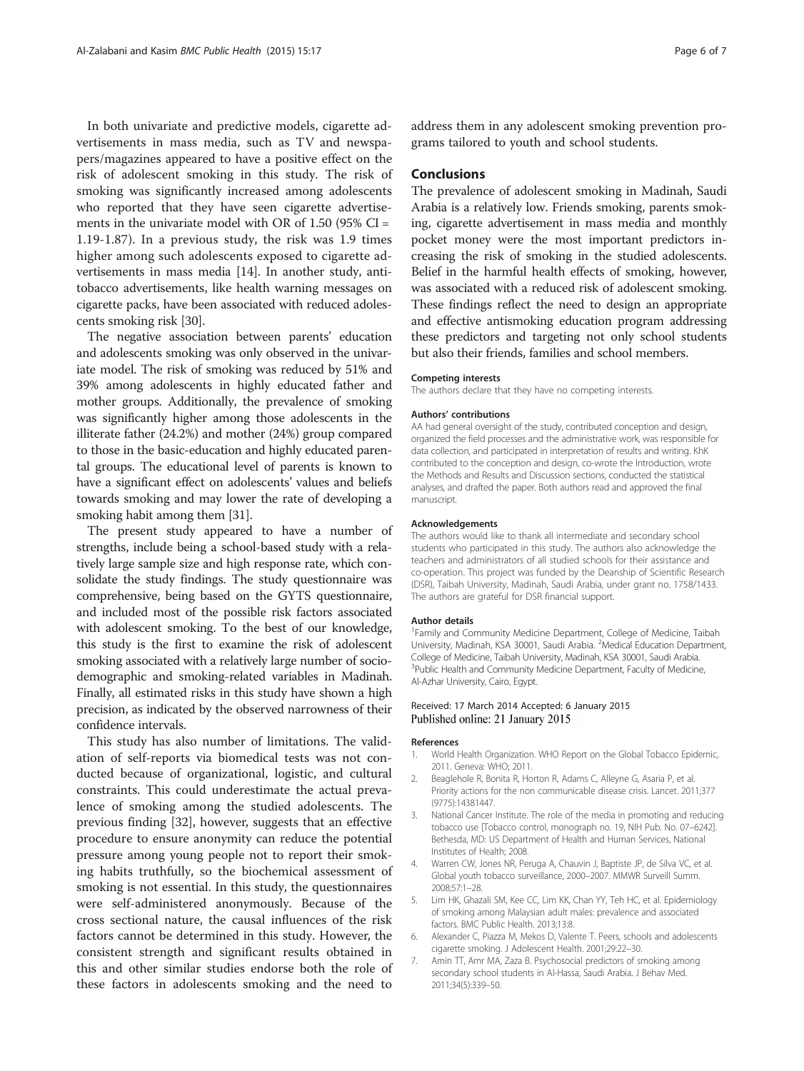In both univariate and predictive models, cigarette advertisements in mass media, such as TV and newspapers/magazines appeared to have a positive effect on the risk of adolescent smoking in this study. The risk of smoking was significantly increased among adolescents who reported that they have seen cigarette advertisements in the univariate model with OR of 1.50 (95% CI = 1.19-1.87). In a previous study, the risk was 1.9 times higher among such adolescents exposed to cigarette advertisements in mass media [14]. In another study, anti-tobacco advertisements, like health warning messages on cigarette packs, have been associated with reduced adolescents smoking risk [30].

The negative association between parents' education and adolescents smoking was only observed in the univariate model. The risk of smoking was reduced by 51% and 39% among adolescents in highly educated father and mother groups. Additionally, the prevalence of smoking was significantly higher among those adolescents in the illiterate father (24.2%) and mother (24%) group compared to those in the basic-education and highly educated parental groups. The educational level of parents is known to have a significant effect on adolescents' values and beliefs towards smoking and may lower the rate of developing a smoking habit among them [31].

The present study appeared to have a number of strengths, include being a school-based study with a relatively large sample size and high response rate, which consolidate the study findings. The study questionnaire was comprehensive, being based on the GYTS questionnaire, and included most of the possible risk factors associated with adolescent smoking. To the best of our knowledge, this study is the first to examine the risk of adolescent smoking associated with a relatively large number of sociodemographic and smoking-related variables in Madinah. Finally, all estimated risks in this study have shown a high precision, as indicated by the observed narrowness of their confidence intervals.

This study has also number of limitations. The validation of self-reports via biomedical tests was not conducted because of organizational, logistic, and cultural constraints. This could underestimate the actual prevalence of smoking among the studied adolescents. The previous finding [32], however, suggests that an effective procedure to ensure anonymity can reduce the potential pressure among young people not to report their smoking habits truthfully, so the biochemical assessment of smoking is not essential. In this study, the questionnaires were self-administered anonymously. Because of the cross sectional nature, the causal influences of the risk factors cannot be determined in this study. However, the consistent strength and significant results obtained in this and other similar studies endorse both the role of these factors in adolescents smoking and the need to address them in any adolescent smoking prevention programs tailored to youth and school students.

## Conclusions

The prevalence of adolescent smoking in Madinah, Saudi Arabia is a relatively low. Friends smoking, parents smoking, cigarette advertisement in mass media and monthly pocket money were the most important predictors increasing the risk of smoking in the studied adolescents. Belief in the harmful health effects of smoking, however, was associated with a reduced risk of adolescent smoking. These findings reflect the need to design an appropriate and effective antismoking education program addressing these predictors and targeting not only school students but also their friends, families and school members.

#### Competing interests

The authors declare that they have no competing interests.

#### Authors' contributions

AA had general oversight of the study, contributed conception and design, organized the field processes and the administrative work, was responsible for data collection, and participated in interpretation of results and writing. KhK contributed to the conception and design, co-wrote the Introduction, wrote the Methods and Results and Discussion sections, conducted the statistical analyses, and drafted the paper. Both authors read and approved the final manuscript.

#### Acknowledgements

The authors would like to thank all intermediate and secondary school students who participated in this study. The authors also acknowledge the teachers and administrators of all studied schools for their assistance and co-operation. This project was funded by the Deanship of Scientific Research (DSR), Taibah University, Madinah, Saudi Arabia, under grant no. 1758/1433. The authors are grateful for DSR financial support.

#### Author details

[1]Family and Community Medicine Department, College of Medicine, Taibah University, Madinah, KSA 30001, Saudi Arabia. [2]Medical Education Department, College of Medicine, Taibah University, Madinah, KSA 30001, Saudi Arabia. [3]Public Health and Community Medicine Department, Faculty of Medicine, Al-Azhar University, Cairo, Egypt.

Received: 17 March 2014 Accepted: 6 January 2015
Published online: 21 January 2015

#### References

1. World Health Organization. WHO Report on the Global Tobacco Epidemic, 2011. Geneva: WHO; 2011.
2. Beaglehole R, Bonita R, Horton R, Adams C, Alleyne G, Asaria P, et al. Priority actions for the non communicable disease crisis. Lancet. 2011;377 (9775):14381447.
3. National Cancer Institute. The role of the media in promoting and reducing tobacco use [Tobacco control, monograph no. 19, NIH Pub. No. 07–6242]. Bethesda, MD: US Department of Health and Human Services, National Institutes of Health; 2008.
4. Warren CW, Jones NR, Peruga A, Chauvin J, Baptiste JP, de Silva VC, et al. Global youth tobacco surveillance, 2000–2007. MMWR Surveill Summ. 2008;57:1–28.
5. Lim HK, Ghazali SM, Kee CC, Lim KK, Chan YY, Teh HC, et al. Epidemiology of smoking among Malaysian adult males: prevalence and associated factors. BMC Public Health. 2013;13:8.
6. Alexander C, Piazza M, Mekos D, Valente T. Peers, schools and adolescents cigarette smoking. J Adolescent Health. 2001;29:22–30.
7. Amin TT, Amr MA, Zaza B. Psychosocial predictors of smoking among secondary school students in Al-Hassa, Saudi Arabia. J Behav Med. 2011;34(5):339–50.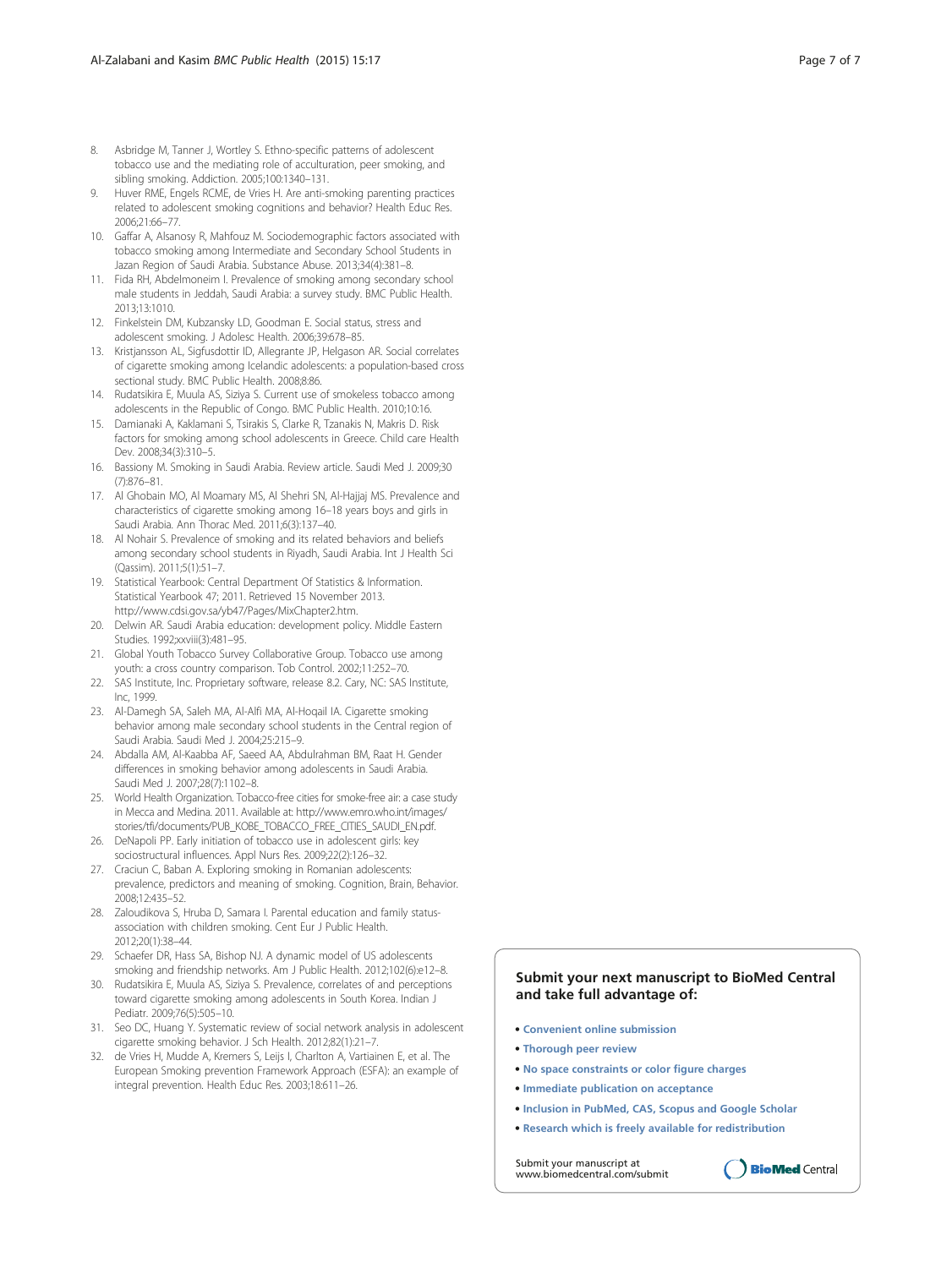8. Asbridge M, Tanner J, Wortley S. Ethno-specific patterns of adolescent tobacco use and the mediating role of acculturation, peer smoking, and sibling smoking. Addiction. 2005;100:1340–131.
9. Huver RME, Engels RCME, de Vries H. Are anti-smoking parenting practices related to adolescent smoking cognitions and behavior? Health Educ Res. 2006;21:66–77.
10. Gaffar A, Alsanosy R, Mahfouz M. Sociodemographic factors associated with tobacco smoking among Intermediate and Secondary School Students in Jazan Region of Saudi Arabia. Substance Abuse. 2013;34(4):381–8.
11. Fida RH, Abdelmoneim I. Prevalence of smoking among secondary school male students in Jeddah, Saudi Arabia: a survey study. BMC Public Health. 2013;13:1010.
12. Finkelstein DM, Kubzansky LD, Goodman E. Social status, stress and adolescent smoking. J Adolesc Health. 2006;39:678–85.
13. Kristjansson AL, Sigfusdottir ID, Allegrante JP, Helgason AR. Social correlates of cigarette smoking among Icelandic adolescents: a population-based cross sectional study. BMC Public Health. 2008;8:86.
14. Rudatsikira E, Muula AS, Siziya S. Current use of smokeless tobacco among adolescents in the Republic of Congo. BMC Public Health. 2010;10:16.
15. Damianaki A, Kaklamani S, Tsirakis S, Clarke R, Tzanakis N, Makris D. Risk factors for smoking among school adolescents in Greece. Child care Health Dev. 2008;34(3):310–5.
16. Bassiony M. Smoking in Saudi Arabia. Review article. Saudi Med J. 2009;30(7):876–81.
17. Al Ghobain MO, Al Moamary MS, Al Shehri SN, Al-Hajjaj MS. Prevalence and characteristics of cigarette smoking among 16–18 years boys and girls in Saudi Arabia. Ann Thorac Med. 2011;6(3):137–40.
18. Al Nohair S. Prevalence of smoking and its related behaviors and beliefs among secondary school students in Riyadh, Saudi Arabia. Int J Health Sci (Qassim). 2011;5(1):51–7.
19. Statistical Yearbook: Central Department Of Statistics & Information. Statistical Yearbook 47; 2011. Retrieved 15 November 2013. http://www.cdsi.gov.sa/yb47/Pages/MixChapter2.htm.
20. Delwin AR. Saudi Arabia education: development policy. Middle Eastern Studies. 1992;xxviii(3):481–95.
21. Global Youth Tobacco Survey Collaborative Group. Tobacco use among youth: a cross country comparison. Tob Control. 2002;11:252–70.
22. SAS Institute, Inc. Proprietary software, release 8.2. Cary, NC: SAS Institute, Inc, 1999.
23. Al-Damegh SA, Saleh MA, Al-Alfi MA, Al-Hoqail IA. Cigarette smoking behavior among male secondary school students in the Central region of Saudi Arabia. Saudi Med J. 2004;25:215–9.
24. Abdalla AM, Al-Kaabba AF, Saeed AA, Abdulrahman BM, Raat H. Gender differences in smoking behavior among adolescents in Saudi Arabia. Saudi Med J. 2007;28(7):1102–8.
25. World Health Organization. Tobacco-free cities for smoke-free air: a case study in Mecca and Medina. 2011. Available at: http://www.emro.who.int/images/stories/tfi/documents/PUB_KOBE_TOBACCO_FREE_CITIES_SAUDI_EN.pdf.
26. DeNapoli PP. Early initiation of tobacco use in adolescent girls: key sociostructural influences. Appl Nurs Res. 2009;22(2):126–32.
27. Craciun C, Baban A. Exploring smoking in Romanian adolescents: prevalence, predictors and meaning of smoking. Cognition, Brain, Behavior. 2008;12:435–52.
28. Zaloudikova S, Hruba D, Samara I. Parental education and family status-association with children smoking. Cent Eur J Public Health. 2012;20(1):38–44.
29. Schaefer DR, Hass SA, Bishop NJ. A dynamic model of US adolescents smoking and friendship networks. Am J Public Health. 2012;102(6):e12–8.
30. Rudatsikira E, Muula AS, Siziya S. Prevalence, correlates of and perceptions toward cigarette smoking among adolescents in South Korea. Indian J Pediatr. 2009;76(5):505–10.
31. Seo DC, Huang Y. Systematic review of social network analysis in adolescent cigarette smoking behavior. J Sch Health. 2012;82(1):21–7.
32. de Vries H, Mudde A, Kremers S, Leijs I, Charlton A, Vartiainen E, et al. The European Smoking prevention Framework Approach (ESFA): an example of integral prevention. Health Educ Res. 2003;18:611–26.

**Submit your next manuscript to BioMed Central and take full advantage of:**

- **Convenient online submission**
- **Thorough peer review**
- **No space constraints or color figure charges**
- **Immediate publication on acceptance**
- **Inclusion in PubMed, CAS, Scopus and Google Scholar**
- **Research which is freely available for redistribution**

Submit your manuscript at
www.biomedcentral.com/submit

BioMed Central